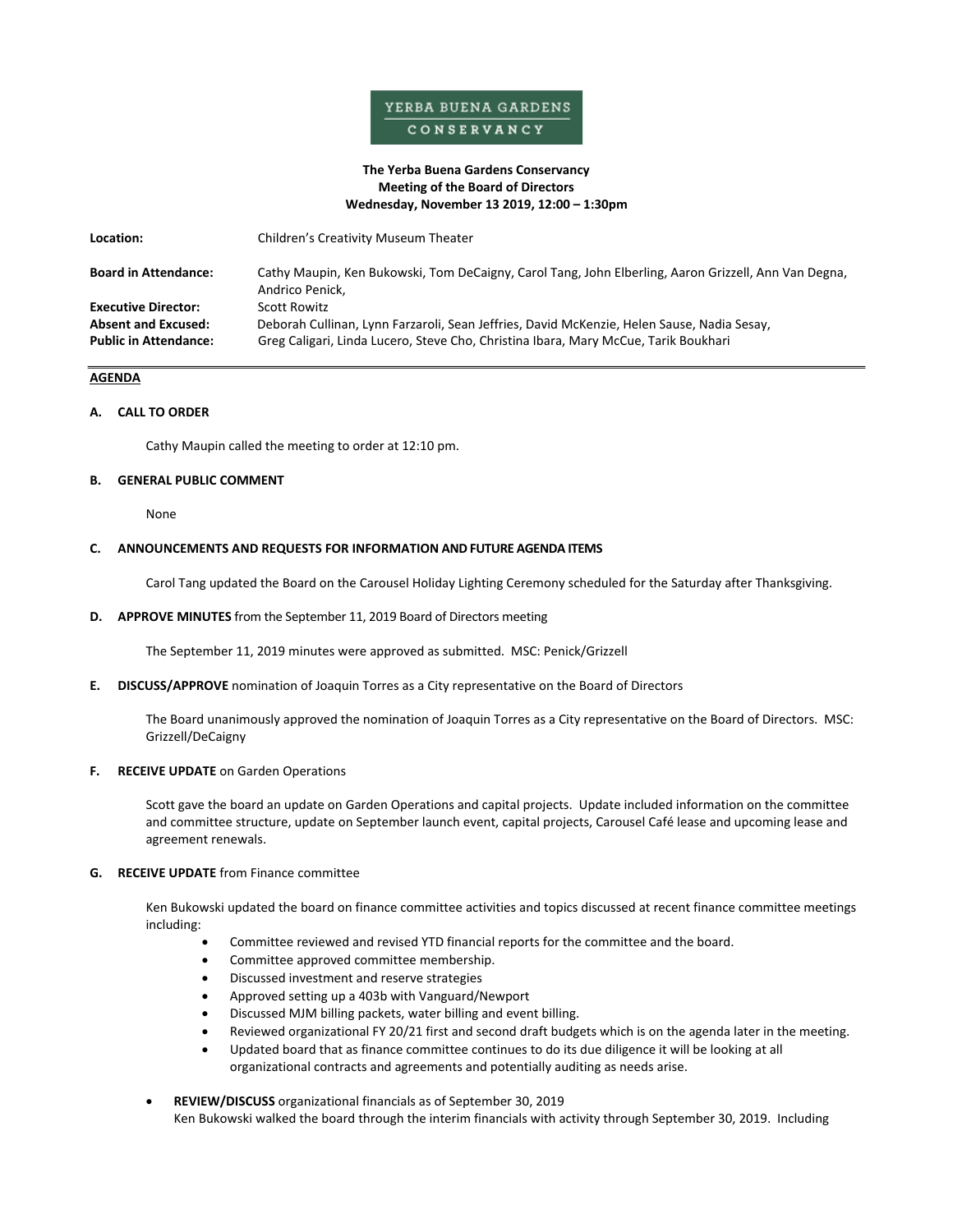YERBA BUENA GARDENS
CONSERVANCY

**The Yerba Buena Gardens Conservancy**
**Meeting of the Board of Directors**
**Wednesday, November 13 2019, 12:00 – 1:30pm**

| | |
|---|---|
| **Location:** | Children's Creativity Museum Theater |
| **Board in Attendance:** | Cathy Maupin, Ken Bukowski, Tom DeCaigny, Carol Tang, John Elberling, Aaron Grizzell, Ann Van Degna, Andrico Penick, |
| **Executive Director:** | Scott Rowitz |
| **Absent and Excused:** | Deborah Cullinan, Lynn Farzaroli, Sean Jeffries, David McKenzie, Helen Sause, Nadia Sesay, |
| **Public in Attendance:** | Greg Caligari, Linda Lucero, Steve Cho, Christina Ibara, Mary McCue, Tarik Boukhari |

**AGENDA**

**A. CALL TO ORDER**

Cathy Maupin called the meeting to order at 12:10 pm.

**B. GENERAL PUBLIC COMMENT**

None

**C. ANNOUNCEMENTS AND REQUESTS FOR INFORMATION AND FUTURE AGENDA ITEMS**

Carol Tang updated the Board on the Carousel Holiday Lighting Ceremony scheduled for the Saturday after Thanksgiving.

**D. APPROVE MINUTES** from the September 11, 2019 Board of Directors meeting

The September 11, 2019 minutes were approved as submitted. MSC: Penick/Grizzell

**E. DISCUSS/APPROVE** nomination of Joaquin Torres as a City representative on the Board of Directors

The Board unanimously approved the nomination of Joaquin Torres as a City representative on the Board of Directors. MSC: Grizzell/DeCaigny

**F. RECEIVE UPDATE** on Garden Operations

Scott gave the board an update on Garden Operations and capital projects. Update included information on the committee and committee structure, update on September launch event, capital projects, Carousel Café lease and upcoming lease and agreement renewals.

**G. RECEIVE UPDATE** from Finance committee

Ken Bukowski updated the board on finance committee activities and topics discussed at recent finance committee meetings including:

- Committee reviewed and revised YTD financial reports for the committee and the board.
- Committee approved committee membership.
- Discussed investment and reserve strategies
- Approved setting up a 403b with Vanguard/Newport
- Discussed MJM billing packets, water billing and event billing.
- Reviewed organizational FY 20/21 first and second draft budgets which is on the agenda later in the meeting.
- Updated board that as finance committee continues to do its due diligence it will be looking at all organizational contracts and agreements and potentially auditing as needs arise.

- **REVIEW/DISCUSS** organizational financials as of September 30, 2019
  Ken Bukowski walked the board through the interim financials with activity through September 30, 2019. Including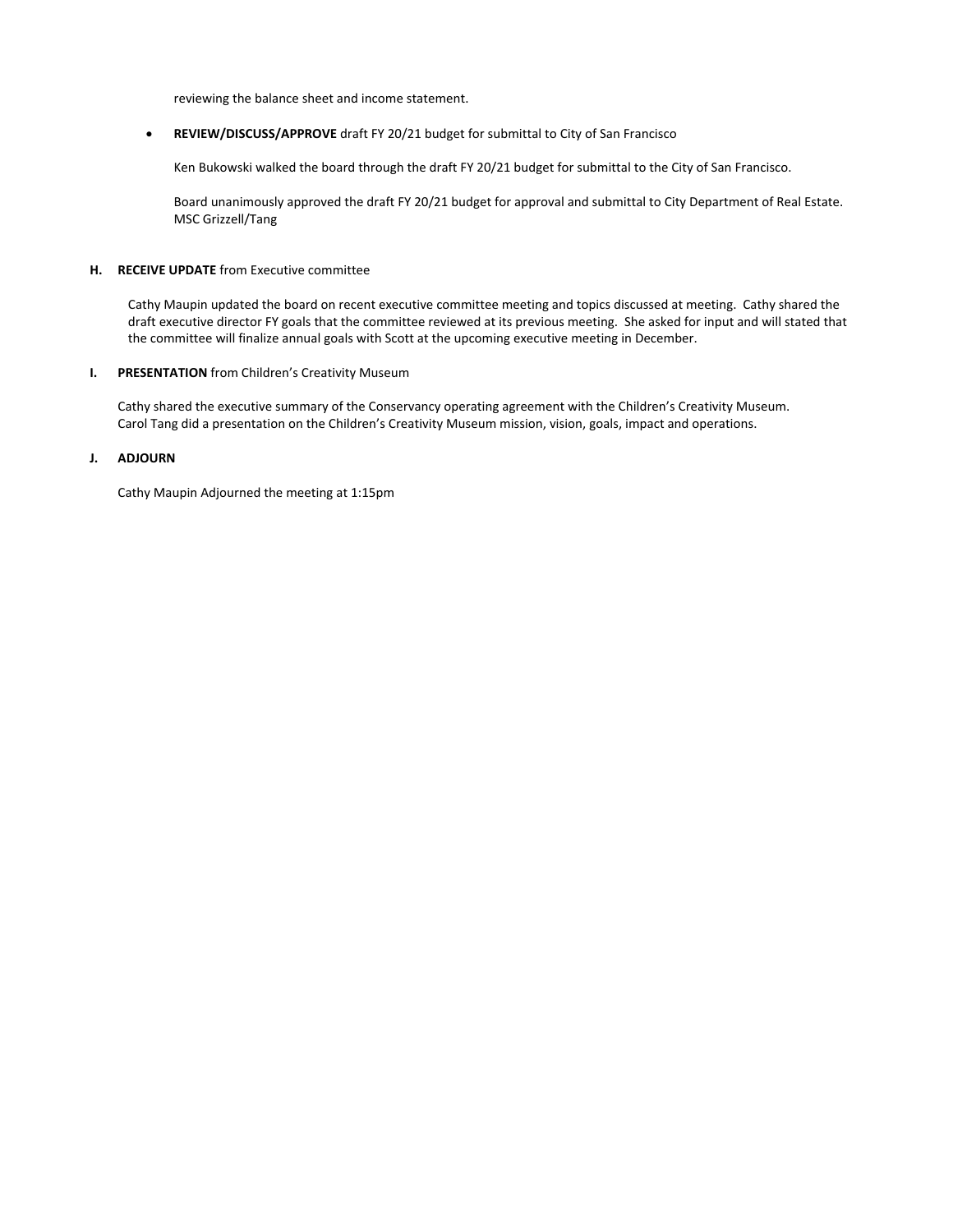reviewing the balance sheet and income statement.

- **REVIEW/DISCUSS/APPROVE** draft FY 20/21 budget for submittal to City of San Francisco

  Ken Bukowski walked the board through the draft FY 20/21 budget for submittal to the City of San Francisco.

  Board unanimously approved the draft FY 20/21 budget for approval and submittal to City Department of Real Estate. MSC Grizzell/Tang

**H. RECEIVE UPDATE** from Executive committee

Cathy Maupin updated the board on recent executive committee meeting and topics discussed at meeting. Cathy shared the draft executive director FY goals that the committee reviewed at its previous meeting. She asked for input and will stated that the committee will finalize annual goals with Scott at the upcoming executive meeting in December.

**I. PRESENTATION** from Children's Creativity Museum

Cathy shared the executive summary of the Conservancy operating agreement with the Children's Creativity Museum.
Carol Tang did a presentation on the Children's Creativity Museum mission, vision, goals, impact and operations.

**J. ADJOURN**

Cathy Maupin Adjourned the meeting at 1:15pm